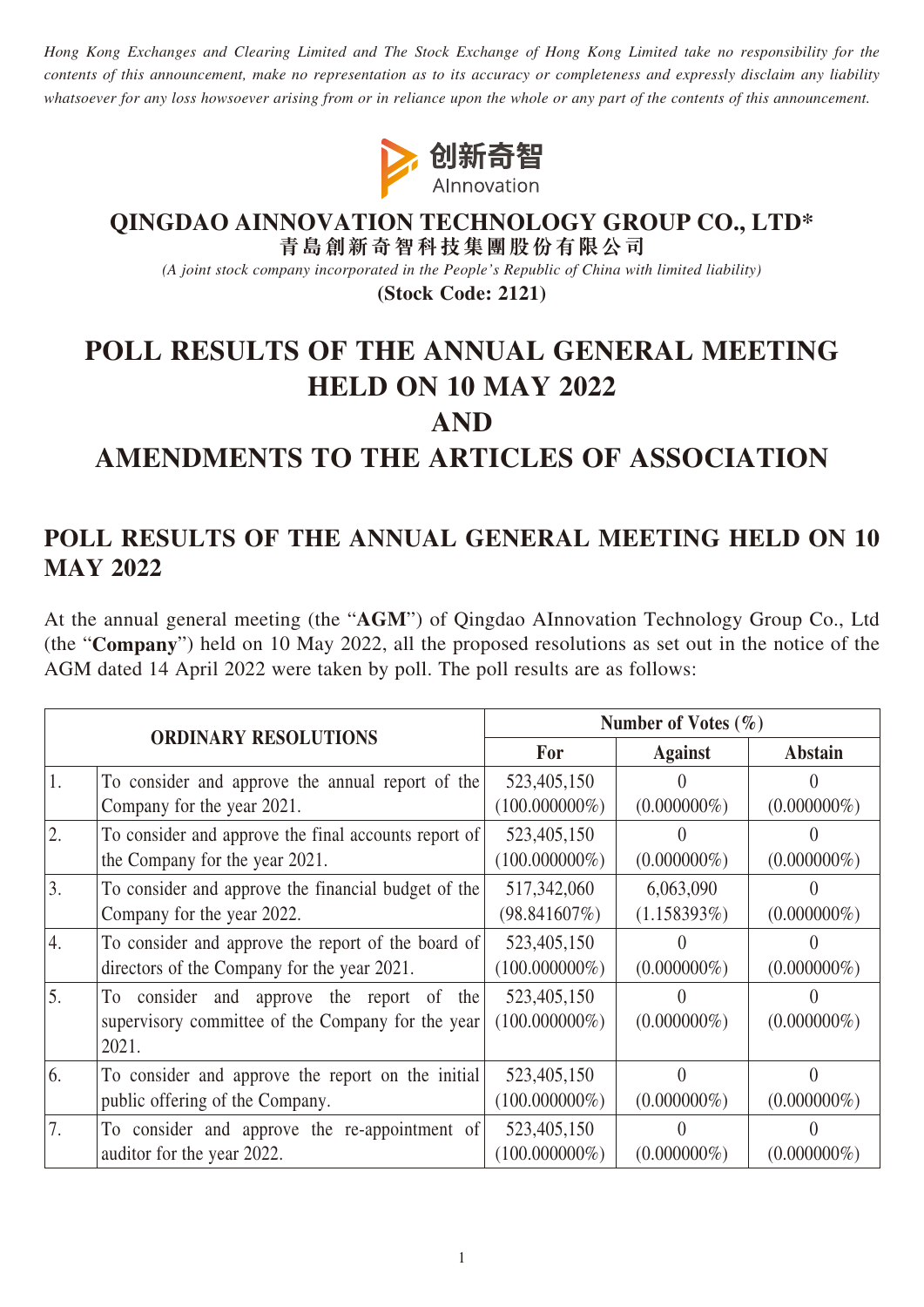*Hong Kong Exchanges and Clearing Limited and The Stock Exchange of Hong Kong Limited take no responsibility for the contents of this announcement, make no representation as to its accuracy or completeness and expressly disclaim any liability whatsoever for any loss howsoever arising from or in reliance upon the whole or any part of the contents of this announcement.*

创新奇智
AInnovation

**QINGDAO AINNOVATION TECHNOLOGY GROUP CO., LTD***
**青島創新奇智科技集團股份有限公司**

*(A joint stock company incorporated in the People's Republic of China with limited liability)*

**(Stock Code: 2121)**

# POLL RESULTS OF THE ANNUAL GENERAL MEETING HELD ON 10 MAY 2022 AND AMENDMENTS TO THE ARTICLES OF ASSOCIATION

## POLL RESULTS OF THE ANNUAL GENERAL MEETING HELD ON 10 MAY 2022

At the annual general meeting (the "**AGM**") of Qingdao AInnovation Technology Group Co., Ltd (the "**Company**") held on 10 May 2022, all the proposed resolutions as set out in the notice of the AGM dated 14 April 2022 were taken by poll. The poll results are as follows:

| ORDINARY RESOLUTIONS | | Number of Votes (%) | | |
|---|---|---|---|---|
| | | For | Against | Abstain |
| 1. | To consider and approve the annual report of the Company for the year 2021. | 523,405,150 (100.000000%) | 0 (0.000000%) | 0 (0.000000%) |
| 2. | To consider and approve the final accounts report of the Company for the year 2021. | 523,405,150 (100.000000%) | 0 (0.000000%) | 0 (0.000000%) |
| 3. | To consider and approve the financial budget of the Company for the year 2022. | 517,342,060 (98.841607%) | 6,063,090 (1.158393%) | 0 (0.000000%) |
| 4. | To consider and approve the report of the board of directors of the Company for the year 2021. | 523,405,150 (100.000000%) | 0 (0.000000%) | 0 (0.000000%) |
| 5. | To consider and approve the report of the supervisory committee of the Company for the year 2021. | 523,405,150 (100.000000%) | 0 (0.000000%) | 0 (0.000000%) |
| 6. | To consider and approve the report on the initial public offering of the Company. | 523,405,150 (100.000000%) | 0 (0.000000%) | 0 (0.000000%) |
| 7. | To consider and approve the re-appointment of auditor for the year 2022. | 523,405,150 (100.000000%) | 0 (0.000000%) | 0 (0.000000%) |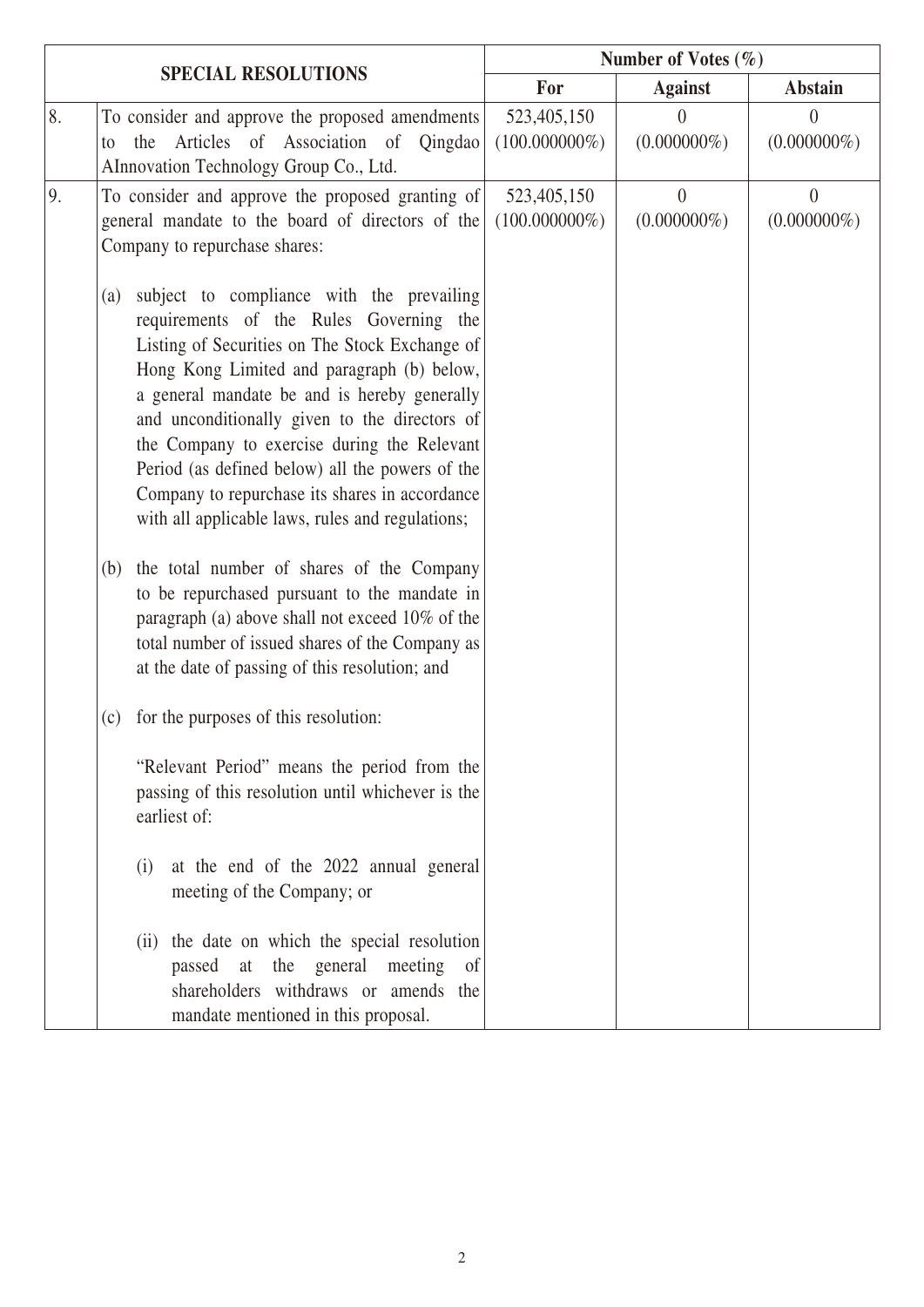| SPECIAL RESOLUTIONS | | Number of Votes (%) | | |
|---|---|---|---|---|
| | | For | Against | Abstain |
| 8. | To consider and approve the proposed amendments to the Articles of Association of Qingdao AInnovation Technology Group Co., Ltd. | 523,405,150 (100.000000%) | 0 (0.000000%) | 0 (0.000000%) |
| 9. | To consider and approve the proposed granting of general mandate to the board of directors of the Company to repurchase shares:<br><br>(a) subject to compliance with the prevailing requirements of the Rules Governing the Listing of Securities on The Stock Exchange of Hong Kong Limited and paragraph (b) below, a general mandate be and is hereby generally and unconditionally given to the directors of the Company to exercise during the Relevant Period (as defined below) all the powers of the Company to repurchase its shares in accordance with all applicable laws, rules and regulations;<br><br>(b) the total number of shares of the Company to be repurchased pursuant to the mandate in paragraph (a) above shall not exceed 10% of the total number of issued shares of the Company as at the date of passing of this resolution; and<br><br>(c) for the purposes of this resolution:<br><br>"Relevant Period" means the period from the passing of this resolution until whichever is the earliest of:<br><br>(i) at the end of the 2022 annual general meeting of the Company; or<br><br>(ii) the date on which the special resolution passed at the general meeting of shareholders withdraws or amends the mandate mentioned in this proposal. | 523,405,150 (100.000000%) | 0 (0.000000%) | 0 (0.000000%) |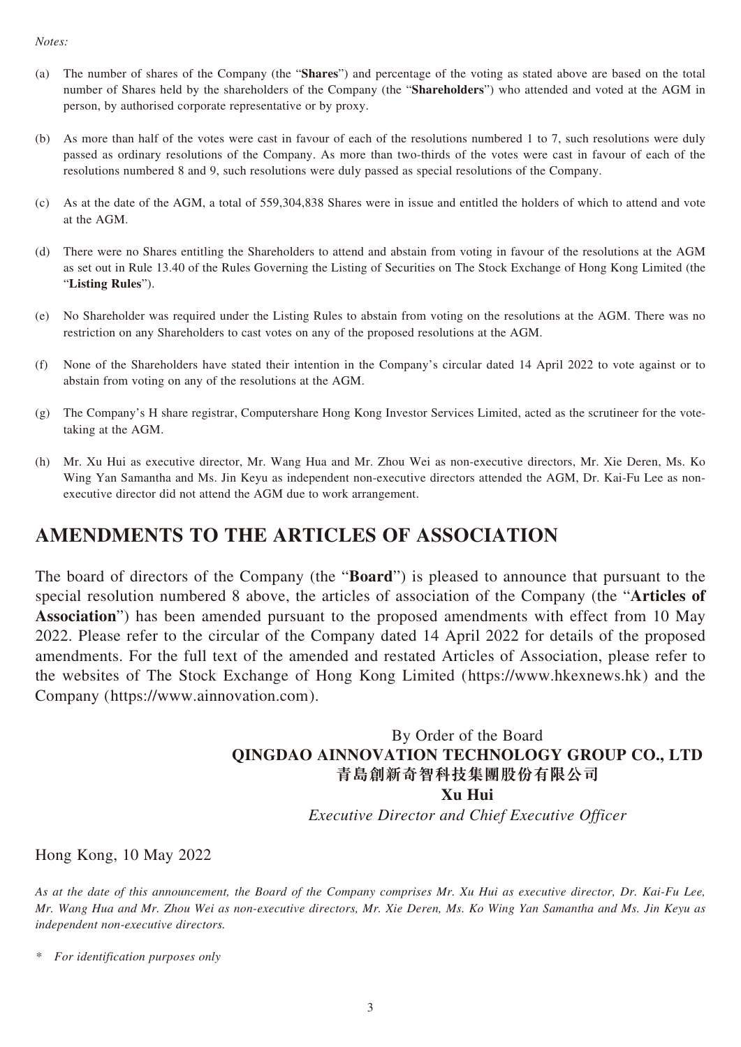*Notes:*

(a) The number of shares of the Company (the "**Shares**") and percentage of the voting as stated above are based on the total number of Shares held by the shareholders of the Company (the "**Shareholders**") who attended and voted at the AGM in person, by authorised corporate representative or by proxy.

(b) As more than half of the votes were cast in favour of each of the resolutions numbered 1 to 7, such resolutions were duly passed as ordinary resolutions of the Company. As more than two-thirds of the votes were cast in favour of each of the resolutions numbered 8 and 9, such resolutions were duly passed as special resolutions of the Company.

(c) As at the date of the AGM, a total of 559,304,838 Shares were in issue and entitled the holders of which to attend and vote at the AGM.

(d) There were no Shares entitling the Shareholders to attend and abstain from voting in favour of the resolutions at the AGM as set out in Rule 13.40 of the Rules Governing the Listing of Securities on The Stock Exchange of Hong Kong Limited (the "**Listing Rules**").

(e) No Shareholder was required under the Listing Rules to abstain from voting on the resolutions at the AGM. There was no restriction on any Shareholders to cast votes on any of the proposed resolutions at the AGM.

(f) None of the Shareholders have stated their intention in the Company's circular dated 14 April 2022 to vote against or to abstain from voting on any of the resolutions at the AGM.

(g) The Company's H share registrar, Computershare Hong Kong Investor Services Limited, acted as the scrutineer for the vote-taking at the AGM.

(h) Mr. Xu Hui as executive director, Mr. Wang Hua and Mr. Zhou Wei as non-executive directors, Mr. Xie Deren, Ms. Ko Wing Yan Samantha and Ms. Jin Keyu as independent non-executive directors attended the AGM, Dr. Kai-Fu Lee as non-executive director did not attend the AGM due to work arrangement.

# AMENDMENTS TO THE ARTICLES OF ASSOCIATION

The board of directors of the Company (the "**Board**") is pleased to announce that pursuant to the special resolution numbered 8 above, the articles of association of the Company (the "**Articles of Association**") has been amended pursuant to the proposed amendments with effect from 10 May 2022. Please refer to the circular of the Company dated 14 April 2022 for details of the proposed amendments. For the full text of the amended and restated Articles of Association, please refer to the websites of The Stock Exchange of Hong Kong Limited (https://www.hkexnews.hk) and the Company (https://www.ainnovation.com).

By Order of the Board
**QINGDAO AINNOVATION TECHNOLOGY GROUP CO., LTD**
**青島創新奇智科技集團股份有限公司**
**Xu Hui**
*Executive Director and Chief Executive Officer*

Hong Kong, 10 May 2022

*As at the date of this announcement, the Board of the Company comprises Mr. Xu Hui as executive director, Dr. Kai-Fu Lee, Mr. Wang Hua and Mr. Zhou Wei as non-executive directors, Mr. Xie Deren, Ms. Ko Wing Yan Samantha and Ms. Jin Keyu as independent non-executive directors.*

\* *For identification purposes only*